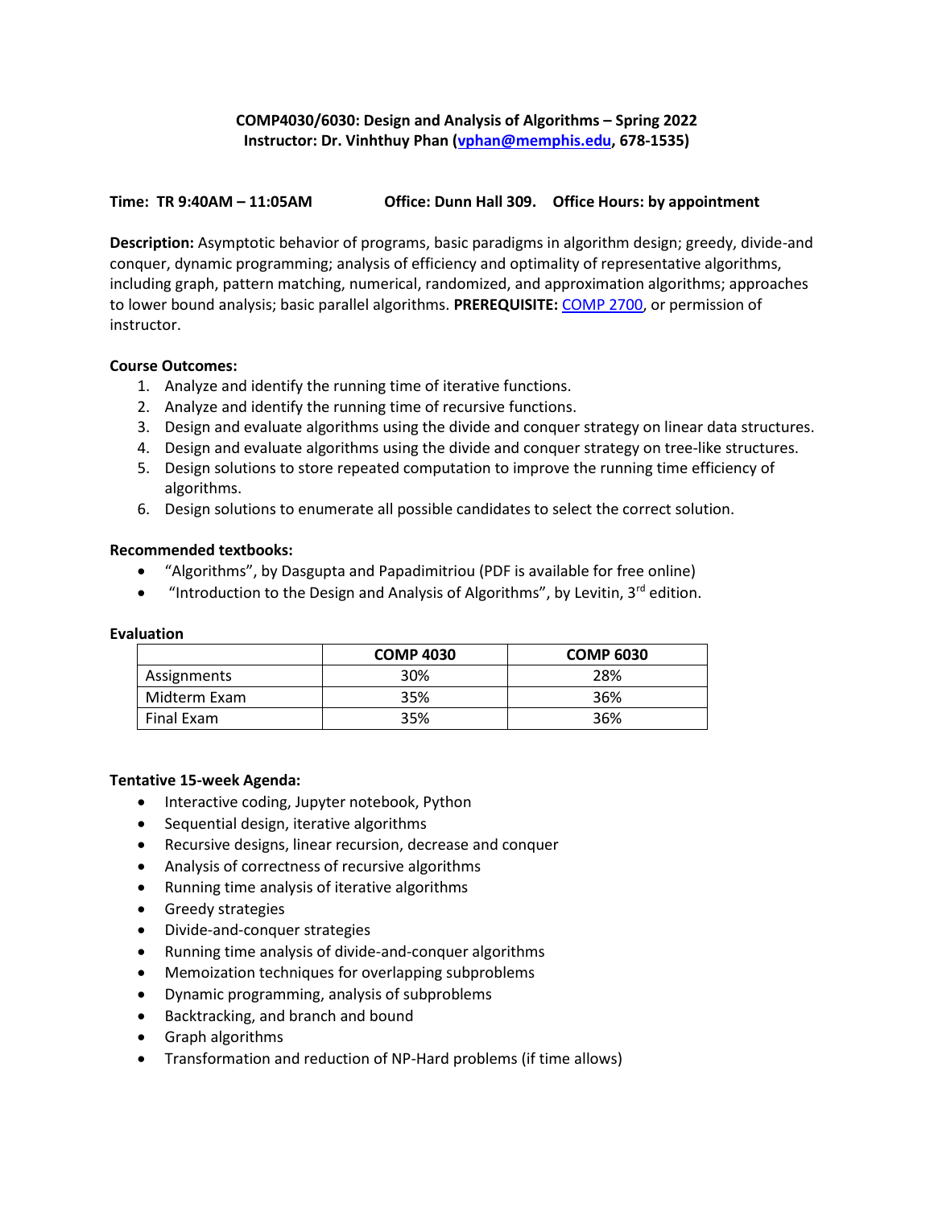**COMP4030/6030: Design and Analysis of Algorithms – Spring 2022**
**Instructor: Dr. Vinhthuy Phan (vphan@memphis.edu, 678-1535)**

**Time: TR 9:40AM – 11:05AM** **Office: Dunn Hall 309.** **Office Hours: by appointment**

**Description:** Asymptotic behavior of programs, basic paradigms in algorithm design; greedy, divide-and conquer, dynamic programming; analysis of efficiency and optimality of representative algorithms, including graph, pattern matching, numerical, randomized, and approximation algorithms; approaches to lower bound analysis; basic parallel algorithms. **PREREQUISITE:** COMP 2700, or permission of instructor.

**Course Outcomes:**

1. Analyze and identify the running time of iterative functions.
2. Analyze and identify the running time of recursive functions.
3. Design and evaluate algorithms using the divide and conquer strategy on linear data structures.
4. Design and evaluate algorithms using the divide and conquer strategy on tree-like structures.
5. Design solutions to store repeated computation to improve the running time efficiency of algorithms.
6. Design solutions to enumerate all possible candidates to select the correct solution.

**Recommended textbooks:**

- "Algorithms", by Dasgupta and Papadimitriou (PDF is available for free online)
- "Introduction to the Design and Analysis of Algorithms", by Levitin, 3rd edition.

**Evaluation**

| | COMP 4030 | COMP 6030 |
|---|---|---|
| Assignments | 30% | 28% |
| Midterm Exam | 35% | 36% |
| Final Exam | 35% | 36% |

**Tentative 15-week Agenda:**

- Interactive coding, Jupyter notebook, Python
- Sequential design, iterative algorithms
- Recursive designs, linear recursion, decrease and conquer
- Analysis of correctness of recursive algorithms
- Running time analysis of iterative algorithms
- Greedy strategies
- Divide-and-conquer strategies
- Running time analysis of divide-and-conquer algorithms
- Memoization techniques for overlapping subproblems
- Dynamic programming, analysis of subproblems
- Backtracking, and branch and bound
- Graph algorithms
- Transformation and reduction of NP-Hard problems (if time allows)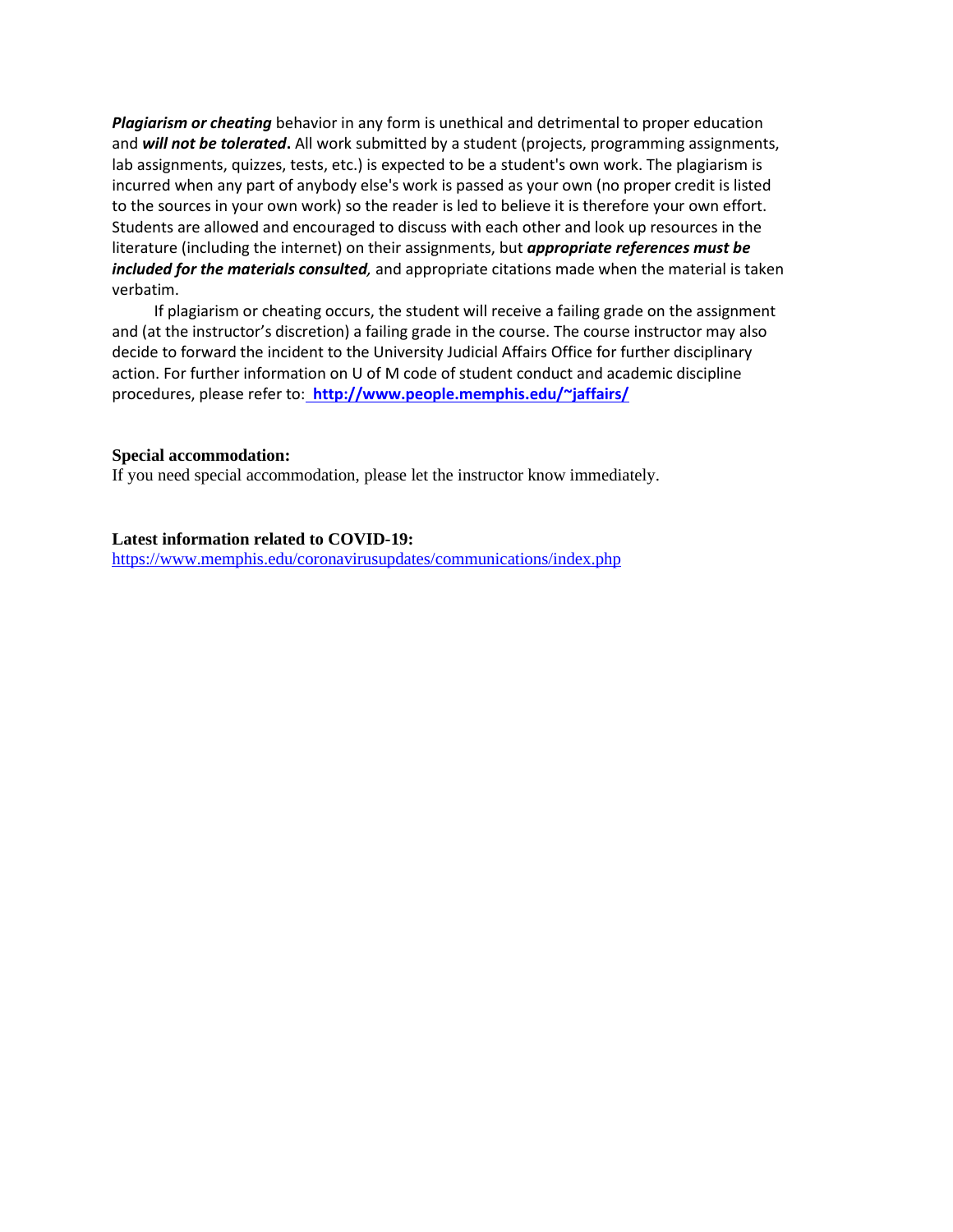***Plagiarism or cheating*** behavior in any form is unethical and detrimental to proper education and ***will not be tolerated*****.** All work submitted by a student (projects, programming assignments, lab assignments, quizzes, tests, etc.) is expected to be a student's own work. The plagiarism is incurred when any part of anybody else's work is passed as your own (no proper credit is listed to the sources in your own work) so the reader is led to believe it is therefore your own effort. Students are allowed and encouraged to discuss with each other and look up resources in the literature (including the internet) on their assignments, but ***appropriate references must be included for the materials consulted****,* and appropriate citations made when the material is taken verbatim.

If plagiarism or cheating occurs, the student will receive a failing grade on the assignment and (at the instructor's discretion) a failing grade in the course. The course instructor may also decide to forward the incident to the University Judicial Affairs Office for further disciplinary action. For further information on U of M code of student conduct and academic discipline procedures, please refer to: **http://www.people.memphis.edu/~jaffairs/**

**Special accommodation:**

If you need special accommodation, please let the instructor know immediately.

**Latest information related to COVID-19:**

https://www.memphis.edu/coronavirusupdates/communications/index.php